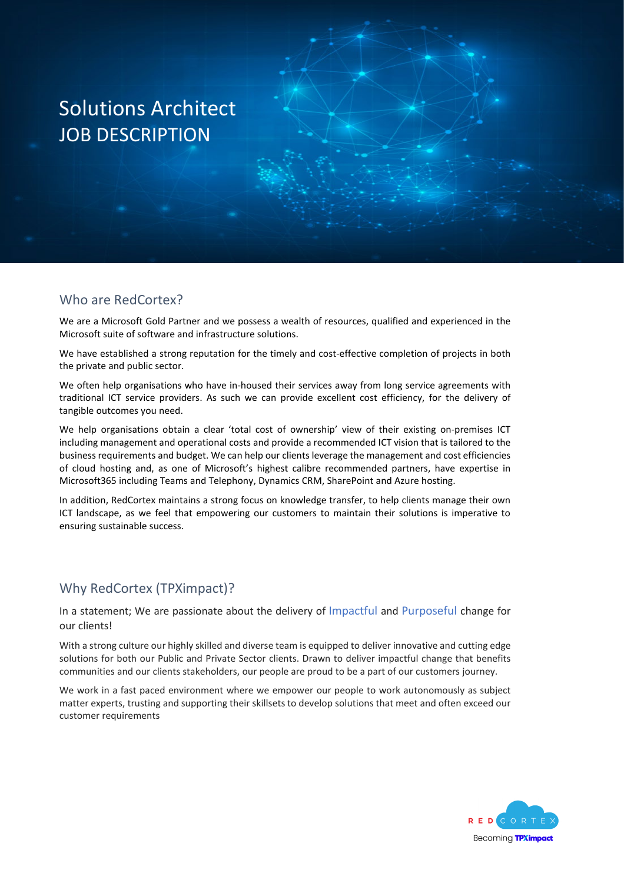# Solutions Architect
# JOB DESCRIPTION

## Who are RedCortex?

We are a Microsoft Gold Partner and we possess a wealth of resources, qualified and experienced in the Microsoft suite of software and infrastructure solutions.

We have established a strong reputation for the timely and cost-effective completion of projects in both the private and public sector.

We often help organisations who have in-housed their services away from long service agreements with traditional ICT service providers. As such we can provide excellent cost efficiency, for the delivery of tangible outcomes you need.

We help organisations obtain a clear 'total cost of ownership' view of their existing on-premises ICT including management and operational costs and provide a recommended ICT vision that is tailored to the business requirements and budget. We can help our clients leverage the management and cost efficiencies of cloud hosting and, as one of Microsoft's highest calibre recommended partners, have expertise in Microsoft365 including Teams and Telephony, Dynamics CRM, SharePoint and Azure hosting.

In addition, RedCortex maintains a strong focus on knowledge transfer, to help clients manage their own ICT landscape, as we feel that empowering our customers to maintain their solutions is imperative to ensuring sustainable success.

## Why RedCortex (TPXimpact)?

In a statement; We are passionate about the delivery of Impactful and Purposeful change for our clients!

With a strong culture our highly skilled and diverse team is equipped to deliver innovative and cutting edge solutions for both our Public and Private Sector clients. Drawn to deliver impactful change that benefits communities and our clients stakeholders, our people are proud to be a part of our customers journey.

We work in a fast paced environment where we empower our people to work autonomously as subject matter experts, trusting and supporting their skillsets to develop solutions that meet and often exceed our customer requirements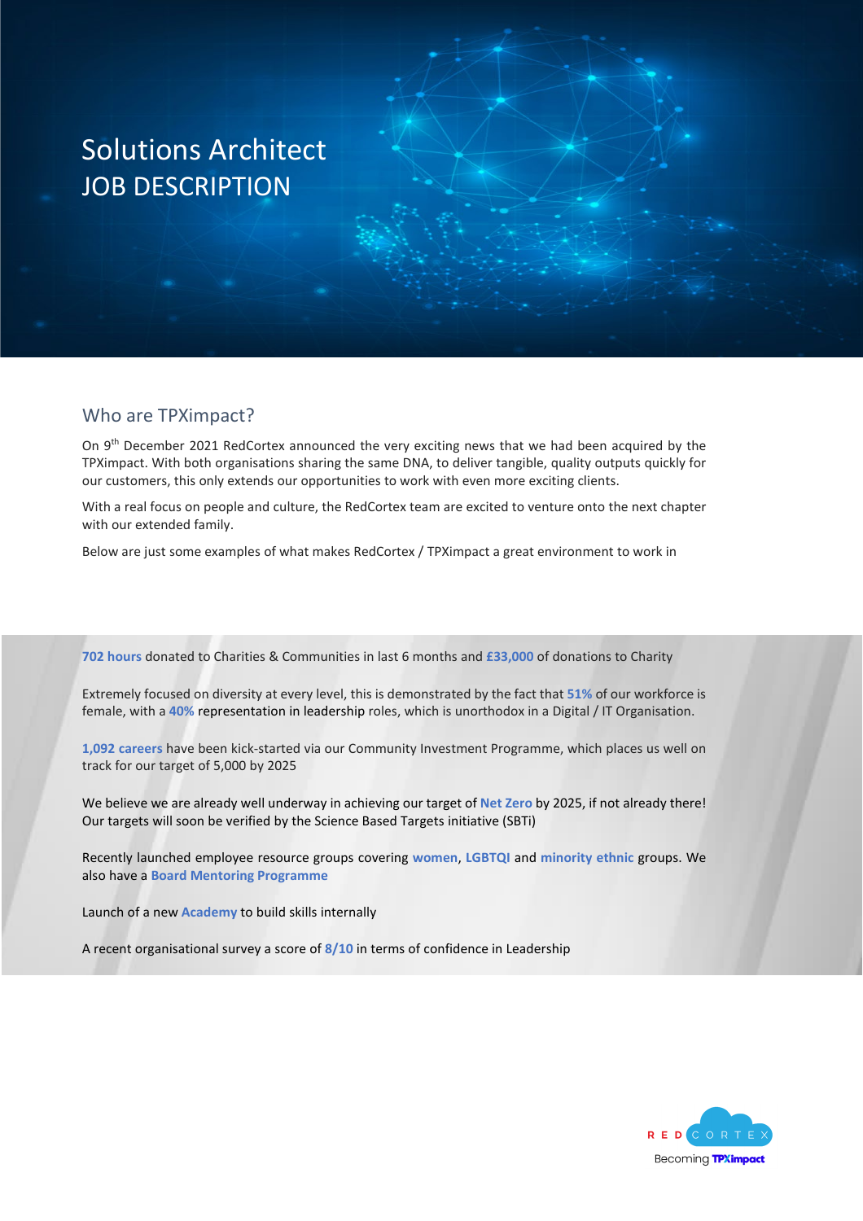# Solutions Architect
# JOB DESCRIPTION

## Who are TPXimpact?

On 9th December 2021 RedCortex announced the very exciting news that we had been acquired by the TPXimpact. With both organisations sharing the same DNA, to deliver tangible, quality outputs quickly for our customers, this only extends our opportunities to work with even more exciting clients.

With a real focus on people and culture, the RedCortex team are excited to venture onto the next chapter with our extended family.

Below are just some examples of what makes RedCortex / TPXimpact a great environment to work in

**702 hours** donated to Charities & Communities in last 6 months and **£33,000** of donations to Charity

Extremely focused on diversity at every level, this is demonstrated by the fact that **51%** of our workforce is female, with a **40%** representation in leadership roles, which is unorthodox in a Digital / IT Organisation.

**1,092 careers** have been kick-started via our Community Investment Programme, which places us well on track for our target of 5,000 by 2025

We believe we are already well underway in achieving our target of **Net Zero** by 2025, if not already there! Our targets will soon be verified by the Science Based Targets initiative (SBTi)

Recently launched employee resource groups covering **women**, **LGBTQI** and **minority ethnic** groups. We also have a **Board Mentoring Programme**

Launch of a new **Academy** to build skills internally

A recent organisational survey a score of **8/10** in terms of confidence in Leadership

RED CORTEX
Becoming TPXimpact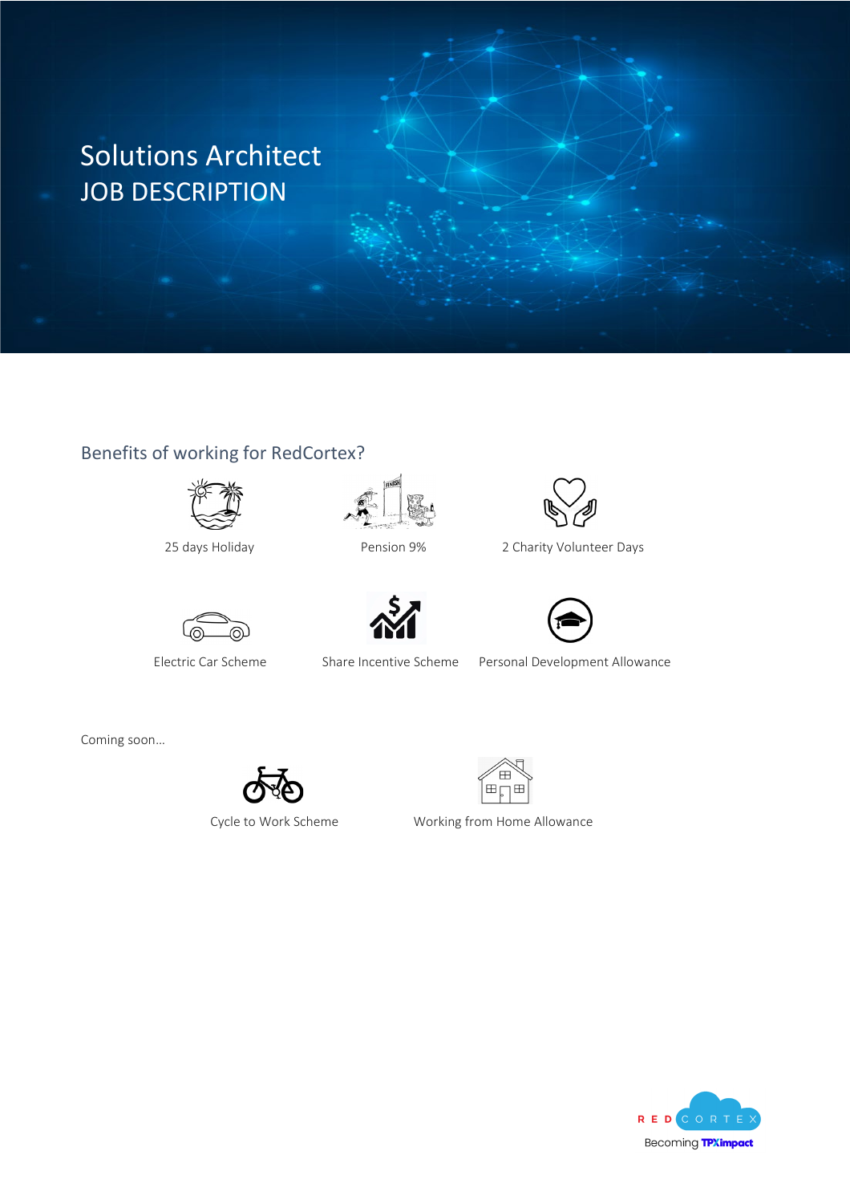# Solutions Architect
# JOB DESCRIPTION

## Benefits of working for RedCortex?

- 25 days Holiday
- Pension 9%
- 2 Charity Volunteer Days
- Electric Car Scheme
- Share Incentive Scheme
- Personal Development Allowance

Coming soon…

- Cycle to Work Scheme
- Working from Home Allowance

RED CORTEX
Becoming TPXimpact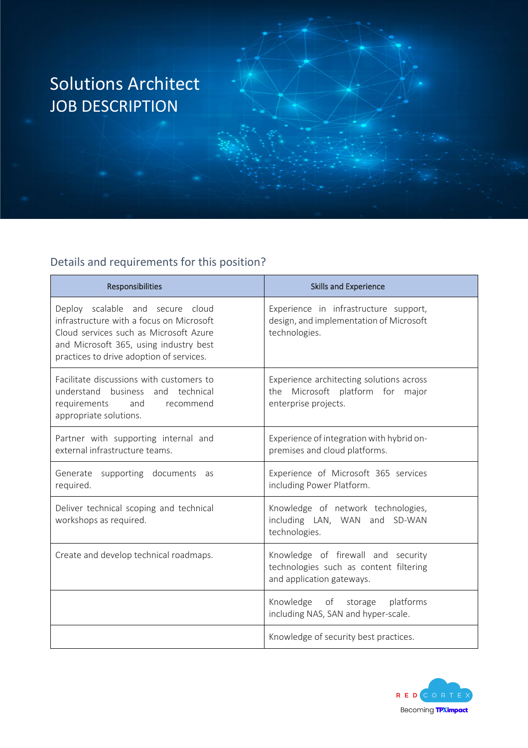# Solutions Architect
# JOB DESCRIPTION

## Details and requirements for this position?

| Responsibilities | Skills and Experience |
|---|---|
| Deploy scalable and secure cloud infrastructure with a focus on Microsoft Cloud services such as Microsoft Azure and Microsoft 365, using industry best practices to drive adoption of services. | Experience in infrastructure support, design, and implementation of Microsoft technologies. |
| Facilitate discussions with customers to understand business and technical requirements and recommend appropriate solutions. | Experience architecting solutions across the Microsoft platform for major enterprise projects. |
| Partner with supporting internal and external infrastructure teams. | Experience of integration with hybrid on-premises and cloud platforms. |
| Generate supporting documents as required. | Experience of Microsoft 365 services including Power Platform. |
| Deliver technical scoping and technical workshops as required. | Knowledge of network technologies, including LAN, WAN and SD-WAN technologies. |
| Create and develop technical roadmaps. | Knowledge of firewall and security technologies such as content filtering and application gateways. |
| | Knowledge of storage platforms including NAS, SAN and hyper-scale. |
| | Knowledge of security best practices. |

RED CORTEX
Becoming TPXimpact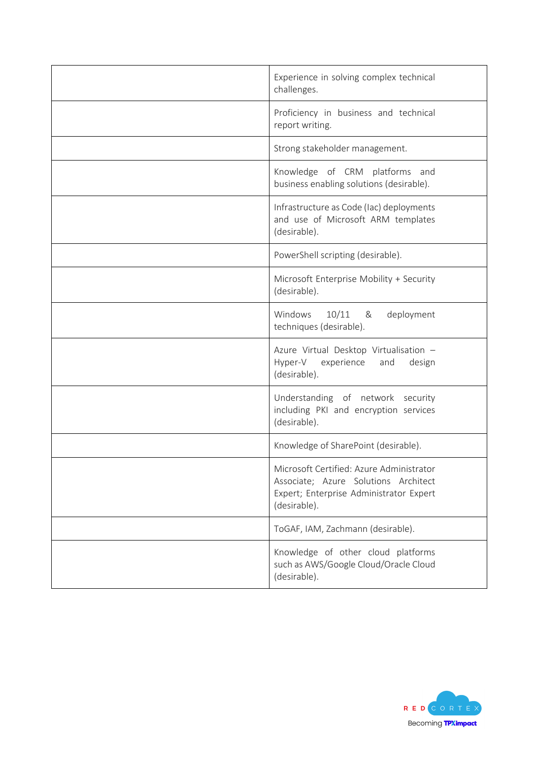| | |
|---|---|
| | Experience in solving complex technical challenges. |
| | Proficiency in business and technical report writing. |
| | Strong stakeholder management. |
| | Knowledge of CRM platforms and business enabling solutions (desirable). |
| | Infrastructure as Code (Iac) deployments and use of Microsoft ARM templates (desirable). |
| | PowerShell scripting (desirable). |
| | Microsoft Enterprise Mobility + Security (desirable). |
| | Windows 10/11 & deployment techniques (desirable). |
| | Azure Virtual Desktop Virtualisation – Hyper-V experience and design (desirable). |
| | Understanding of network security including PKI and encryption services (desirable). |
| | Knowledge of SharePoint (desirable). |
| | Microsoft Certified: Azure Administrator Associate; Azure Solutions Architect Expert; Enterprise Administrator Expert (desirable). |
| | ToGAF, IAM, Zachmann (desirable). |
| | Knowledge of other cloud platforms such as AWS/Google Cloud/Oracle Cloud (desirable). |